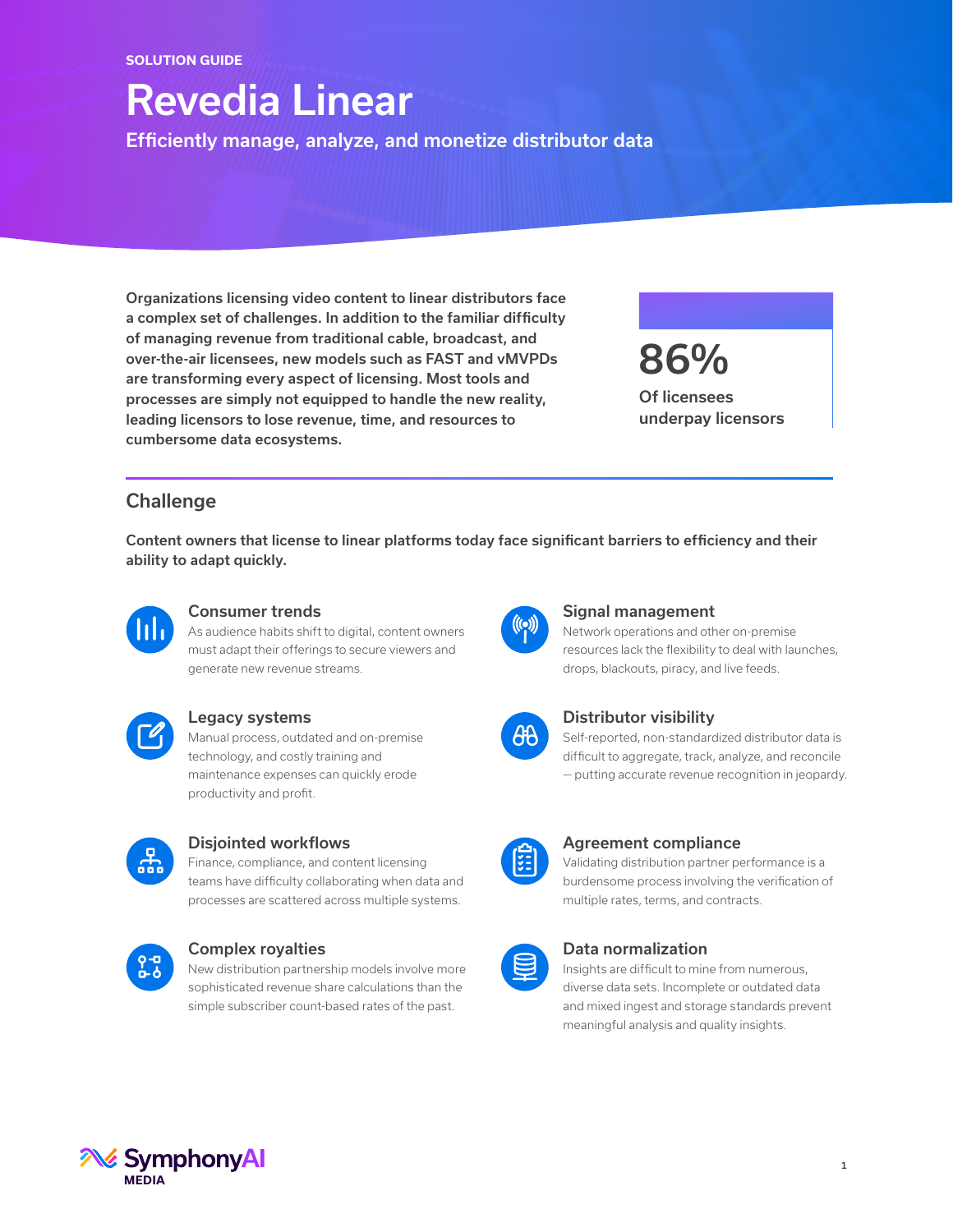SOLUTION GUIDE

# Revedia Linear

## Efficiently manage, analyze, and monetize distributor data

**Organizations licensing video content to linear distributors face a complex set of challenges. In addition to the familiar difficulty of managing revenue from traditional cable, broadcast, and over-the-air licensees, new models such as FAST and vMVPDs are transforming every aspect of licensing. Most tools and processes are simply not equipped to handle the new reality, leading licensors to lose revenue, time, and resources to cumbersome data ecosystems.**

**86%**

**Of licensees underpay licensors**

## Challenge

**Content owners that license to linear platforms today face significant barriers to efficiency and their ability to adapt quickly.**

### Consumer trends

As audience habits shift to digital, content owners must adapt their offerings to secure viewers and generate new revenue streams.

### Legacy systems

Manual process, outdated and on-premise technology, and costly training and maintenance expenses can quickly erode productivity and profit.

### Disjointed workflows

Finance, compliance, and content licensing teams have difficulty collaborating when data and processes are scattered across multiple systems.

### Complex royalties

New distribution partnership models involve more sophisticated revenue share calculations than the simple subscriber count-based rates of the past.

### Signal management

Network operations and other on-premise resources lack the flexibility to deal with launches, drops, blackouts, piracy, and live feeds.

### Distributor visibility

Self-reported, non-standardized distributor data is difficult to aggregate, track, analyze, and reconcile — putting accurate revenue recognition in jeopardy.

### Agreement compliance

Validating distribution partner performance is a burdensome process involving the verification of multiple rates, terms, and contracts.

### Data normalization

Insights are difficult to mine from numerous, diverse data sets. Incomplete or outdated data and mixed ingest and storage standards prevent meaningful analysis and quality insights.

SymphonyAI MEDIA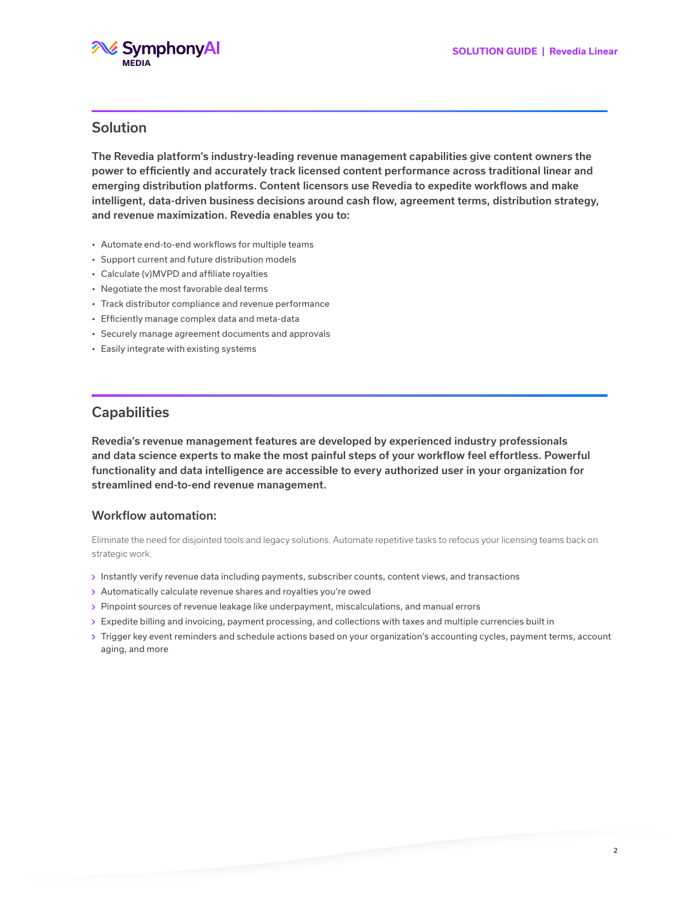## Solution

**The Revedia platform's industry-leading revenue management capabilities give content owners the power to efficiently and accurately track licensed content performance across traditional linear and emerging distribution platforms. Content licensors use Revedia to expedite workflows and make intelligent, data-driven business decisions around cash flow, agreement terms, distribution strategy, and revenue maximization. Revedia enables you to:**

- Automate end-to-end workflows for multiple teams
- Support current and future distribution models
- Calculate (v)MVPD and affiliate royalties
- Negotiate the most favorable deal terms
- Track distributor compliance and revenue performance
- Efficiently manage complex data and meta-data
- Securely manage agreement documents and approvals
- Easily integrate with existing systems

## Capabilities

**Revedia's revenue management features are developed by experienced industry professionals and data science experts to make the most painful steps of your workflow feel effortless. Powerful functionality and data intelligence are accessible to every authorized user in your organization for streamlined end-to-end revenue management.**

### Workflow automation:

Eliminate the need for disjointed tools and legacy solutions. Automate repetitive tasks to refocus your licensing teams back on strategic work.

- Instantly verify revenue data including payments, subscriber counts, content views, and transactions
- Automatically calculate revenue shares and royalties you're owed
- Pinpoint sources of revenue leakage like underpayment, miscalculations, and manual errors
- Expedite billing and invoicing, payment processing, and collections with taxes and multiple currencies built in
- Trigger key event reminders and schedule actions based on your organization's accounting cycles, payment terms, account aging, and more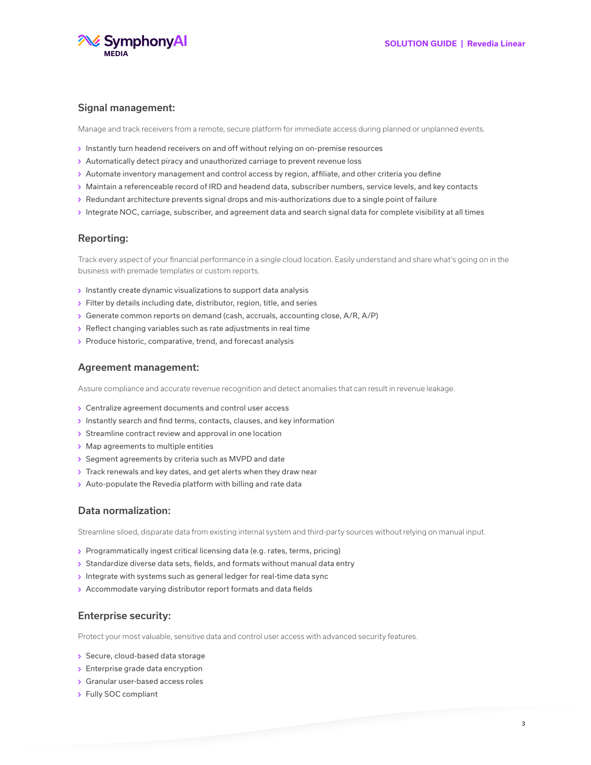## Signal management:

Manage and track receivers from a remote, secure platform for immediate access during planned or unplanned events.

- Instantly turn headend receivers on and off without relying on on-premise resources
- Automatically detect piracy and unauthorized carriage to prevent revenue loss
- Automate inventory management and control access by region, affiliate, and other criteria you define
- Maintain a referenceable record of IRD and headend data, subscriber numbers, service levels, and key contacts
- Redundant architecture prevents signal drops and mis-authorizations due to a single point of failure
- Integrate NOC, carriage, subscriber, and agreement data and search signal data for complete visibility at all times

## Reporting:

Track every aspect of your financial performance in a single cloud location. Easily understand and share what's going on in the business with premade templates or custom reports.

- Instantly create dynamic visualizations to support data analysis
- Filter by details including date, distributor, region, title, and series
- Generate common reports on demand (cash, accruals, accounting close, A/R, A/P)
- Reflect changing variables such as rate adjustments in real time
- Produce historic, comparative, trend, and forecast analysis

## Agreement management:

Assure compliance and accurate revenue recognition and detect anomalies that can result in revenue leakage.

- Centralize agreement documents and control user access
- Instantly search and find terms, contacts, clauses, and key information
- Streamline contract review and approval in one location
- Map agreements to multiple entities
- Segment agreements by criteria such as MVPD and date
- Track renewals and key dates, and get alerts when they draw near
- Auto-populate the Revedia platform with billing and rate data

## Data normalization:

Streamline siloed, disparate data from existing internal system and third-party sources without relying on manual input.

- Programmatically ingest critical licensing data (e.g. rates, terms, pricing)
- Standardize diverse data sets, fields, and formats without manual data entry
- Integrate with systems such as general ledger for real-time data sync
- Accommodate varying distributor report formats and data fields

## Enterprise security:

Protect your most valuable, sensitive data and control user access with advanced security features.

- Secure, cloud-based data storage
- Enterprise grade data encryption
- Granular user-based access roles
- Fully SOC compliant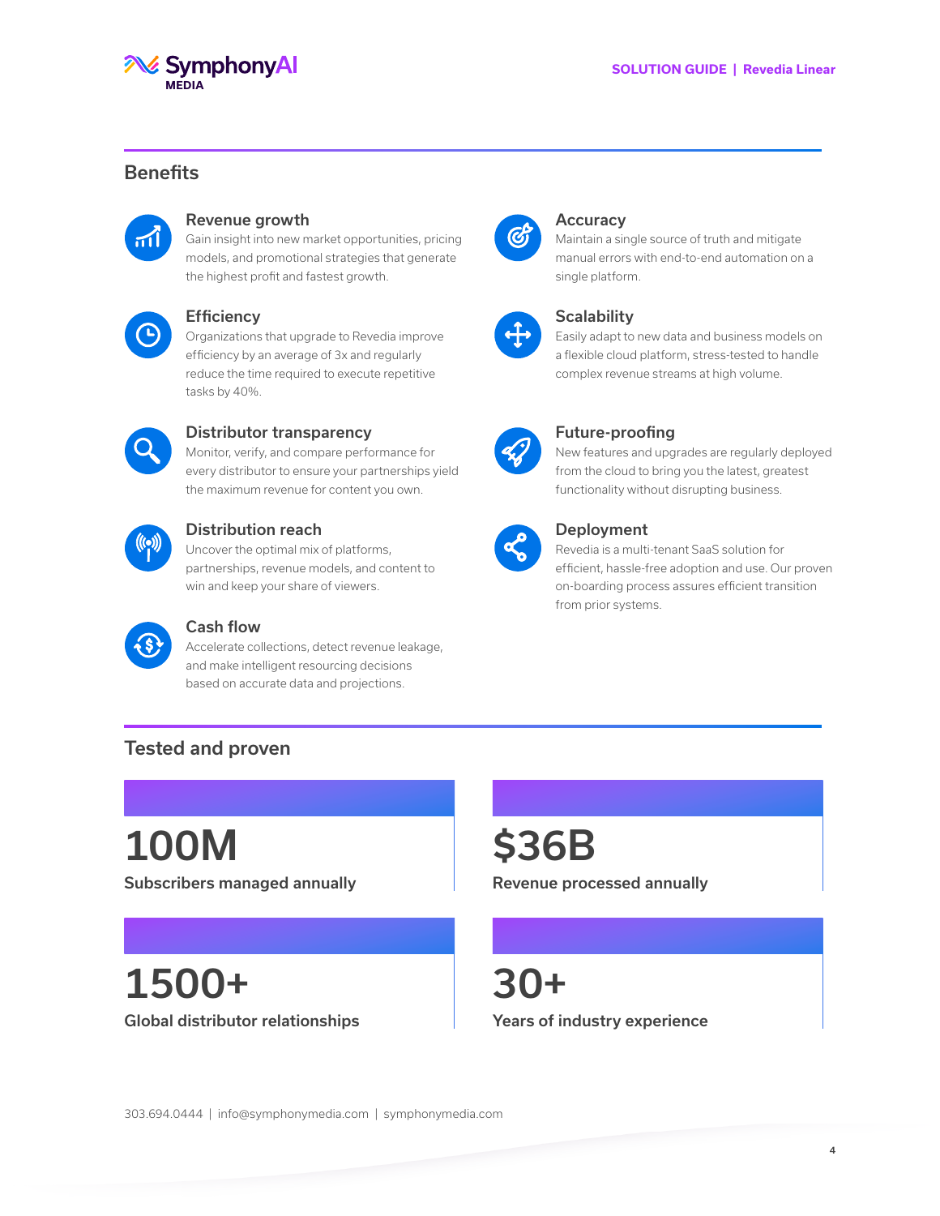## Benefits

### Revenue growth

Gain insight into new market opportunities, pricing models, and promotional strategies that generate the highest profit and fastest growth.

### Efficiency

Organizations that upgrade to Revedia improve efficiency by an average of 3x and regularly reduce the time required to execute repetitive tasks by 40%.

### Distributor transparency

Monitor, verify, and compare performance for every distributor to ensure your partnerships yield the maximum revenue for content you own.

### Distribution reach

Uncover the optimal mix of platforms, partnerships, revenue models, and content to win and keep your share of viewers.

### Cash flow

Accelerate collections, detect revenue leakage, and make intelligent resourcing decisions based on accurate data and projections.

### Accuracy

Maintain a single source of truth and mitigate manual errors with end-to-end automation on a single platform.

### Scalability

Easily adapt to new data and business models on a flexible cloud platform, stress-tested to handle complex revenue streams at high volume.

### Future-proofing

New features and upgrades are regularly deployed from the cloud to bring you the latest, greatest functionality without disrupting business.

### Deployment

Revedia is a multi-tenant SaaS solution for efficient, hassle-free adoption and use. Our proven on-boarding process assures efficient transition from prior systems.

## Tested and proven

**100M**
**Subscribers managed annually**

**$36B**
**Revenue processed annually**

**1500+**
**Global distributor relationships**

**30+**
**Years of industry experience**

303.694.0444 | info@symphonymedia.com | symphonymedia.com